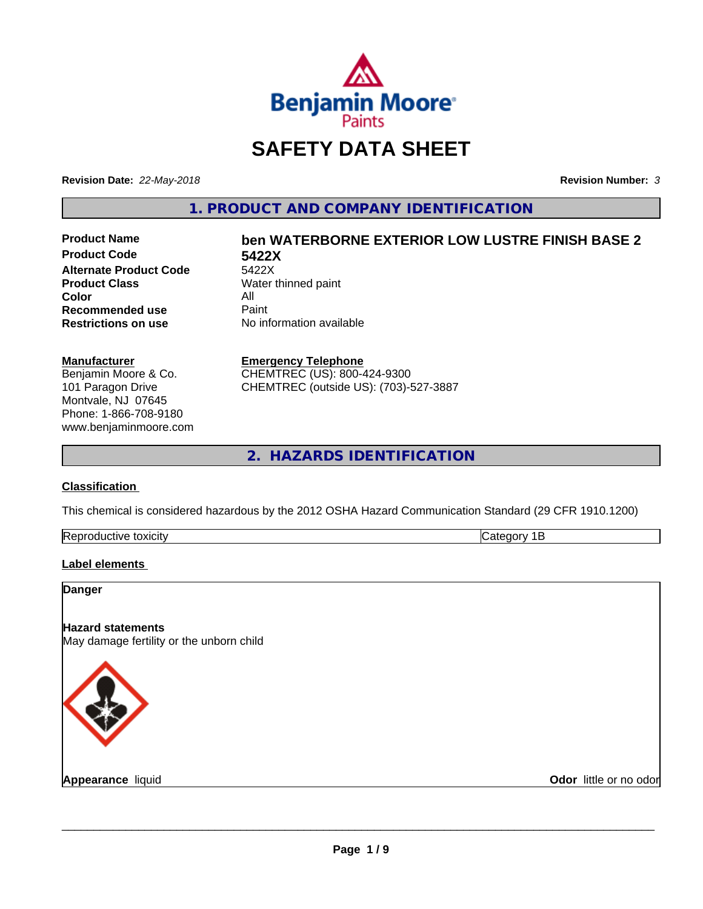# SAFETY DATA SHEET

**Revision Date:** *22-May-2018*

**Revision Number:** *3*

## 1. PRODUCT AND COMPANY IDENTIFICATION

| | |
|---|---|
| **Product Name** | **ben WATERBORNE EXTERIOR LOW LUSTRE FINISH BASE 2** |
| **Product Code** | **5422X** |
| **Alternate Product Code** | 5422X |
| **Product Class** | Water thinned paint |
| **Color** | All |
| **Recommended use** | Paint |
| **Restrictions on use** | No information available |

**Manufacturer**
Benjamin Moore & Co.
101 Paragon Drive
Montvale, NJ 07645
Phone: 1-866-708-9180
www.benjaminmoore.com

**Emergency Telephone**
CHEMTREC (US): 800-424-9300
CHEMTREC (outside US): (703)-527-3887

## 2. HAZARDS IDENTIFICATION

**Classification**

This chemical is considered hazardous by the 2012 OSHA Hazard Communication Standard (29 CFR 1910.1200)

| Reproductive toxicity | Category 1B |
|---|---|

**Label elements**

**Danger**

**Hazard statements**
May damage fertility or the unborn child

**Appearance** liquid

**Odor** little or no odor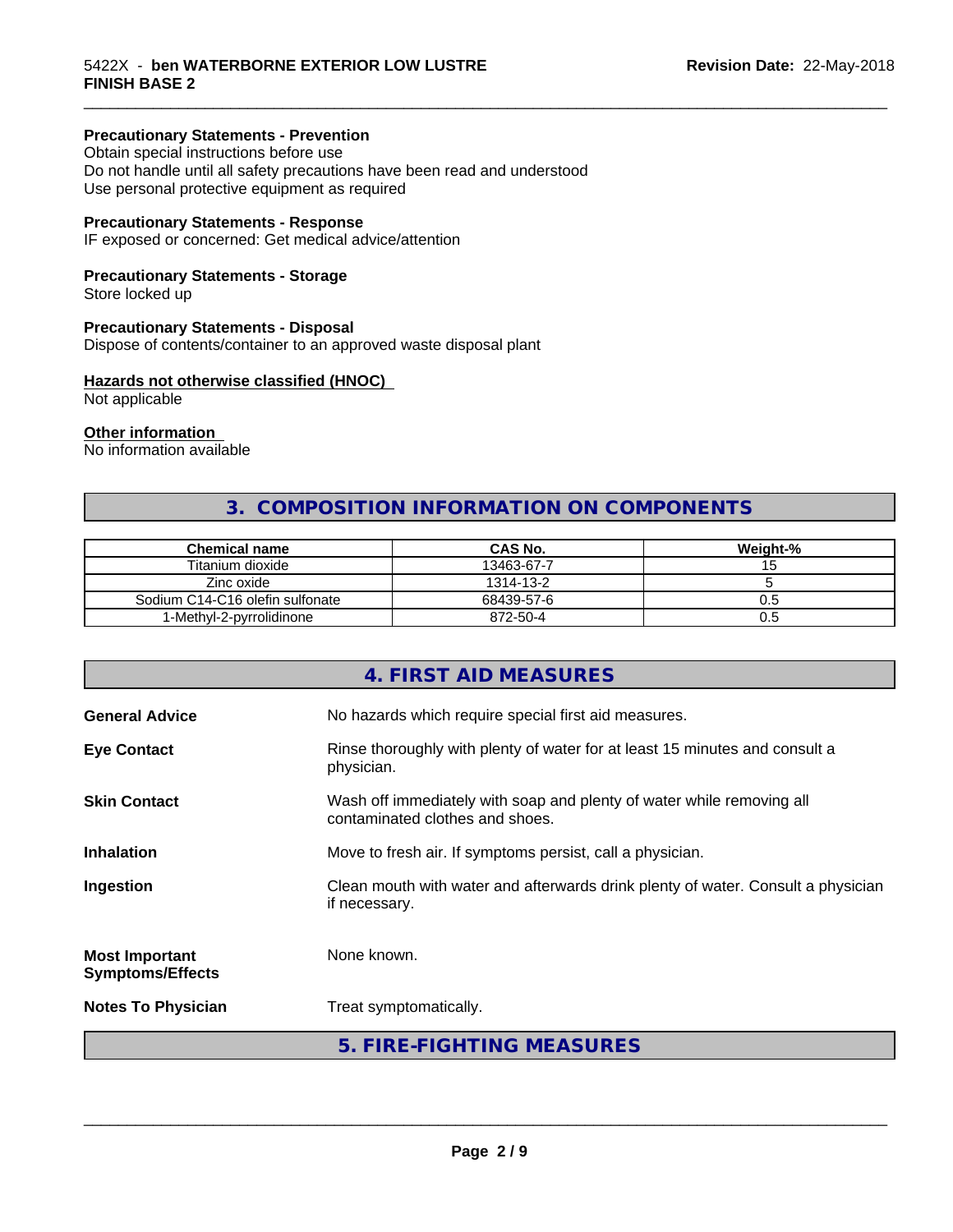#### Precautionary Statements - Prevention

Obtain special instructions before use
Do not handle until all safety precautions have been read and understood
Use personal protective equipment as required

#### Precautionary Statements - Response

IF exposed or concerned: Get medical advice/attention

#### Precautionary Statements - Storage

Store locked up

#### Precautionary Statements - Disposal

Dispose of contents/container to an approved waste disposal plant

#### Hazards not otherwise classified (HNOC)

Not applicable

#### Other information

No information available

## 3. COMPOSITION INFORMATION ON COMPONENTS

| Chemical name | CAS No. | Weight-% |
|---|---|---|
| Titanium dioxide | 13463-67-7 | 15 |
| Zinc oxide | 1314-13-2 | 5 |
| Sodium C14-C16 olefin sulfonate | 68439-57-6 | 0.5 |
| 1-Methyl-2-pyrrolidinone | 872-50-4 | 0.5 |

## 4. FIRST AID MEASURES

**General Advice** No hazards which require special first aid measures.

**Eye Contact** Rinse thoroughly with plenty of water for at least 15 minutes and consult a physician.

**Skin Contact** Wash off immediately with soap and plenty of water while removing all contaminated clothes and shoes.

**Inhalation** Move to fresh air. If symptoms persist, call a physician.

**Ingestion** Clean mouth with water and afterwards drink plenty of water. Consult a physician if necessary.

**Most Important Symptoms/Effects** None known.

**Notes To Physician** Treat symptomatically.

## 5. FIRE-FIGHTING MEASURES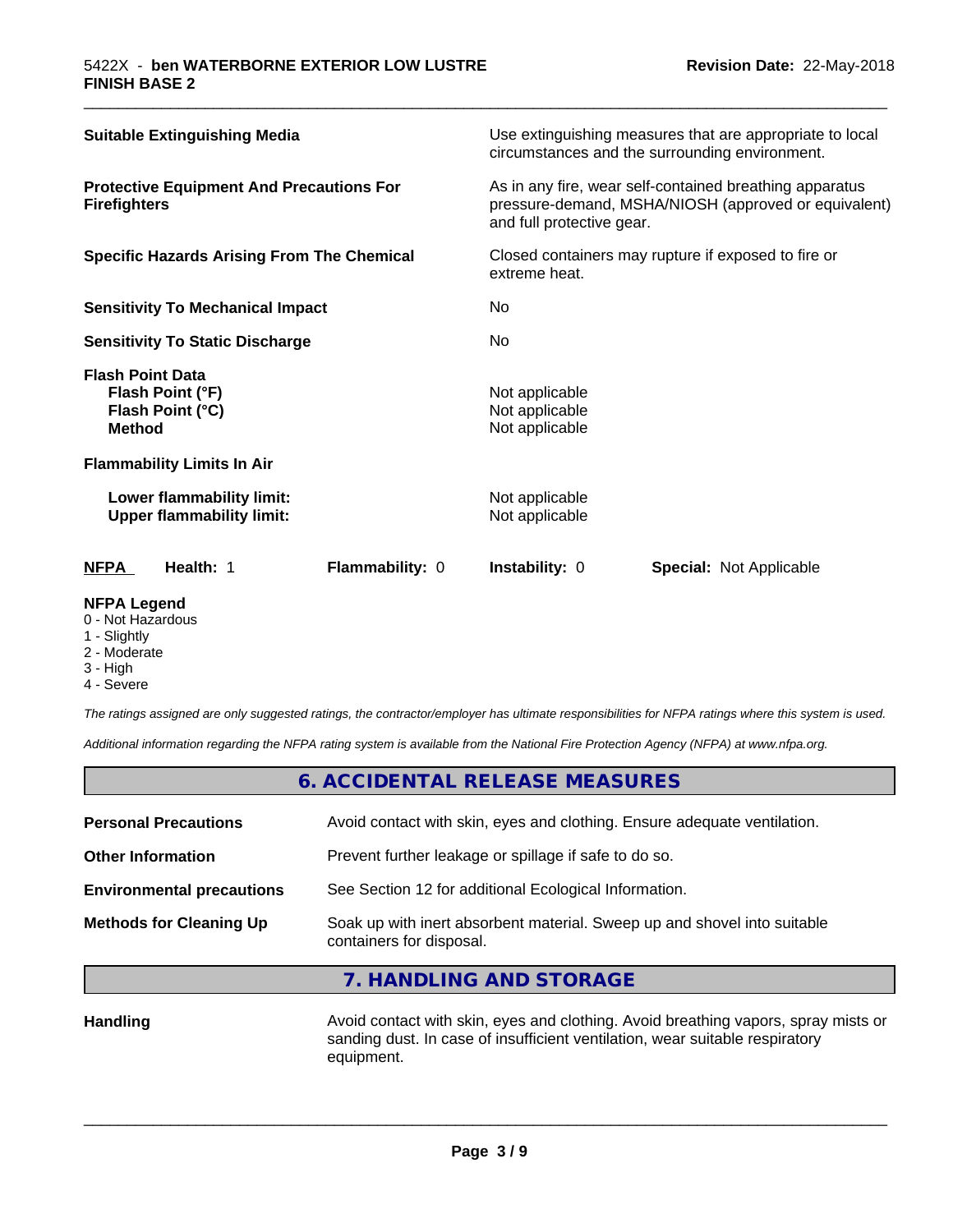| | |
|---|---|
| **Suitable Extinguishing Media** | Use extinguishing measures that are appropriate to local circumstances and the surrounding environment. |
| **Protective Equipment And Precautions For Firefighters** | As in any fire, wear self-contained breathing apparatus pressure-demand, MSHA/NIOSH (approved or equivalent) and full protective gear. |
| **Specific Hazards Arising From The Chemical** | Closed containers may rupture if exposed to fire or extreme heat. |
| **Sensitivity To Mechanical Impact** | No |
| **Sensitivity To Static Discharge** | No |
| **Flash Point Data** | |
| **Flash Point (°F)** | Not applicable |
| **Flash Point (°C)** | Not applicable |
| **Method** | Not applicable |
| **Flammability Limits In Air** | |
| **Lower flammability limit:** | Not applicable |
| **Upper flammability limit:** | Not applicable |

| **NFPA** | **Health:** 1 | **Flammability:** 0 | **Instability:** 0 | **Special:** Not Applicable |
|---|---|---|---|---|

**NFPA Legend**
- 0 - Not Hazardous
- 1 - Slightly
- 2 - Moderate
- 3 - High
- 4 - Severe

*The ratings assigned are only suggested ratings, the contractor/employer has ultimate responsibilities for NFPA ratings where this system is used.*

*Additional information regarding the NFPA rating system is available from the National Fire Protection Agency (NFPA) at www.nfpa.org.*

## 6. ACCIDENTAL RELEASE MEASURES

| | |
|---|---|
| **Personal Precautions** | Avoid contact with skin, eyes and clothing. Ensure adequate ventilation. |
| **Other Information** | Prevent further leakage or spillage if safe to do so. |
| **Environmental precautions** | See Section 12 for additional Ecological Information. |
| **Methods for Cleaning Up** | Soak up with inert absorbent material. Sweep up and shovel into suitable containers for disposal. |

## 7. HANDLING AND STORAGE

| | |
|---|---|
| **Handling** | Avoid contact with skin, eyes and clothing. Avoid breathing vapors, spray mists or sanding dust. In case of insufficient ventilation, wear suitable respiratory equipment. |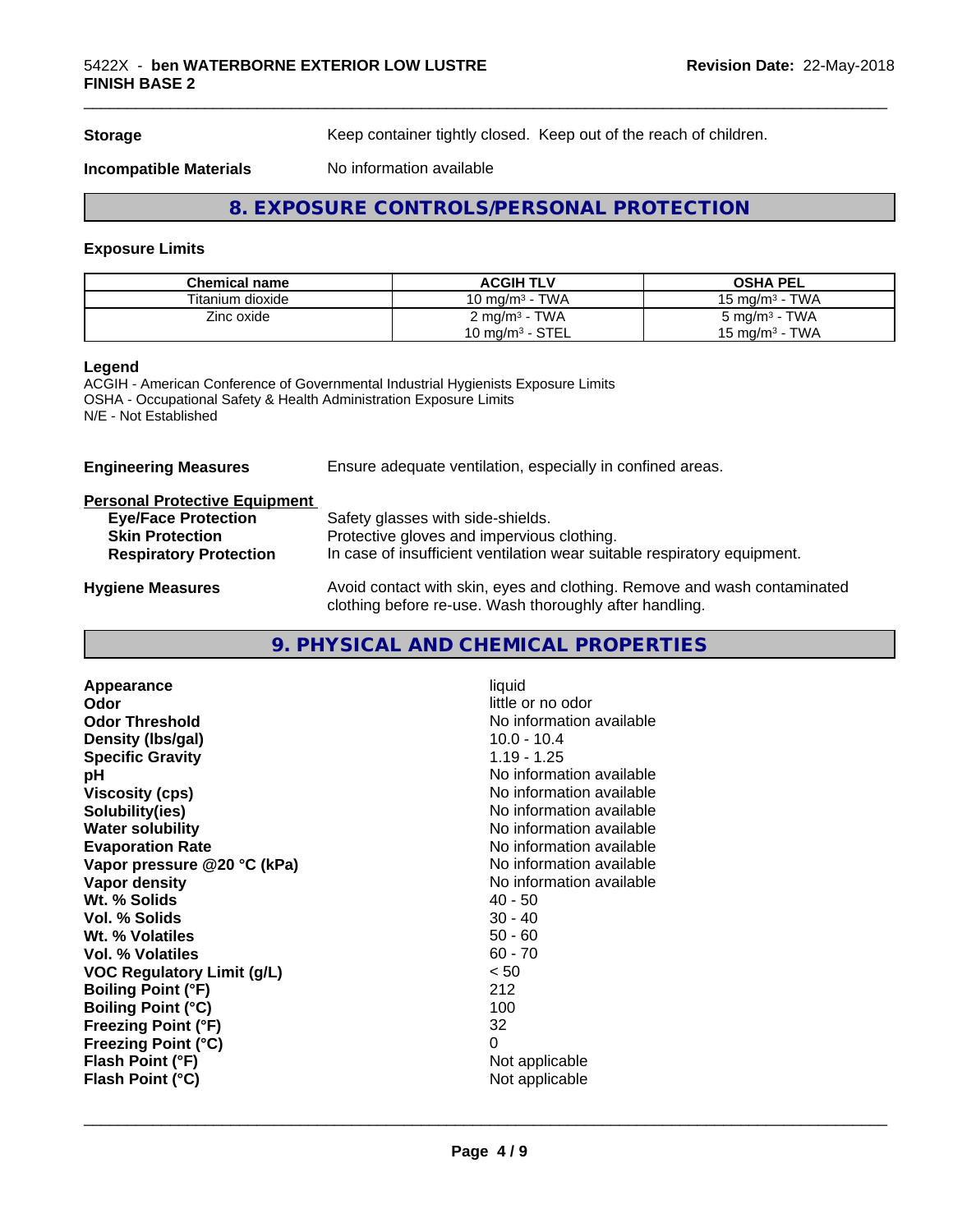| | |
|---|---|
| **Storage** | Keep container tightly closed. Keep out of the reach of children. |
| **Incompatible Materials** | No information available |

## 8. EXPOSURE CONTROLS/PERSONAL PROTECTION

### Exposure Limits

| Chemical name | ACGIH TLV | OSHA PEL |
|---|---|---|
| Titanium dioxide | 10 mg/m³ - TWA | 15 mg/m³ - TWA |
| Zinc oxide | 2 mg/m³ - TWA<br>10 mg/m³ - STEL | 5 mg/m³ - TWA<br>15 mg/m³ - TWA |

**Legend**
ACGIH - American Conference of Governmental Industrial Hygienists Exposure Limits
OSHA - Occupational Safety & Health Administration Exposure Limits
N/E - Not Established

**Engineering Measures** Ensure adequate ventilation, especially in confined areas.

**Personal Protective Equipment**

- **Eye/Face Protection** Safety glasses with side-shields.
- **Skin Protection** Protective gloves and impervious clothing.
- **Respiratory Protection** In case of insufficient ventilation wear suitable respiratory equipment.

**Hygiene Measures** Avoid contact with skin, eyes and clothing. Remove and wash contaminated clothing before re-use. Wash thoroughly after handling.

## 9. PHYSICAL AND CHEMICAL PROPERTIES

| | |
|---|---|
| **Appearance** | liquid |
| **Odor** | little or no odor |
| **Odor Threshold** | No information available |
| **Density (lbs/gal)** | 10.0 - 10.4 |
| **Specific Gravity** | 1.19 - 1.25 |
| **pH** | No information available |
| **Viscosity (cps)** | No information available |
| **Solubility(ies)** | No information available |
| **Water solubility** | No information available |
| **Evaporation Rate** | No information available |
| **Vapor pressure @20 °C (kPa)** | No information available |
| **Vapor density** | No information available |
| **Wt. % Solids** | 40 - 50 |
| **Vol. % Solids** | 30 - 40 |
| **Wt. % Volatiles** | 50 - 60 |
| **Vol. % Volatiles** | 60 - 70 |
| **VOC Regulatory Limit (g/L)** | < 50 |
| **Boiling Point (°F)** | 212 |
| **Boiling Point (°C)** | 100 |
| **Freezing Point (°F)** | 32 |
| **Freezing Point (°C)** | 0 |
| **Flash Point (°F)** | Not applicable |
| **Flash Point (°C)** | Not applicable |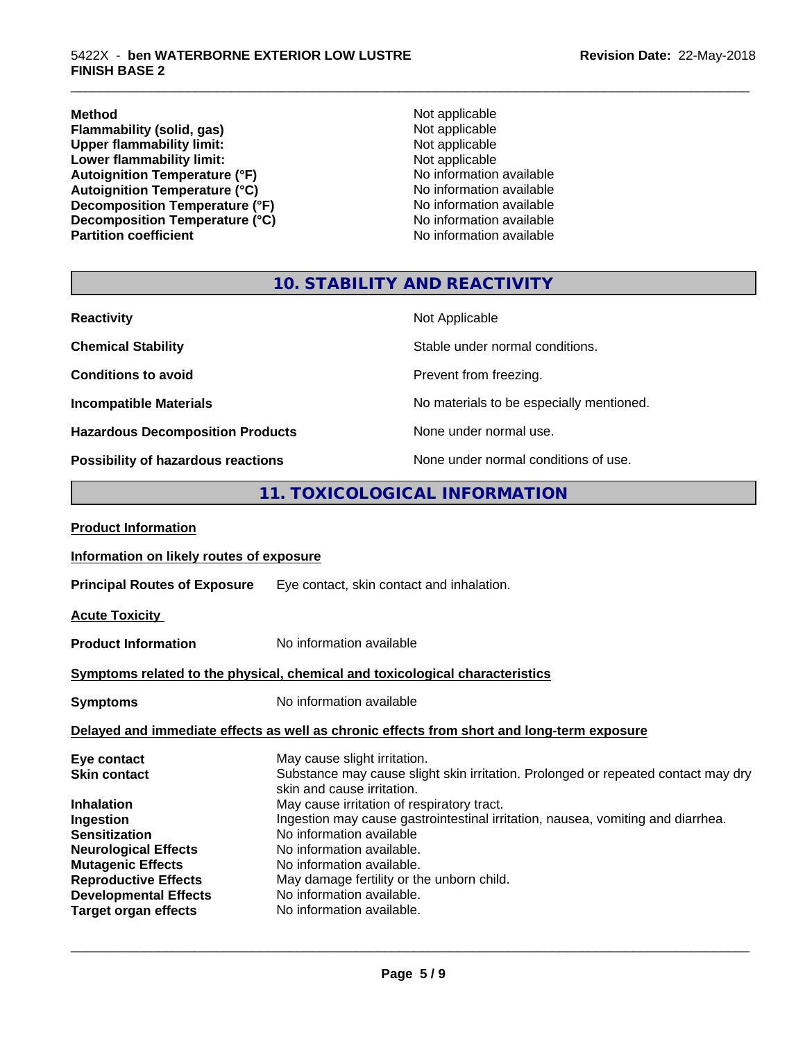| | |
|---|---|
| **Method** | Not applicable |
| **Flammability (solid, gas)** | Not applicable |
| **Upper flammability limit:** | Not applicable |
| **Lower flammability limit:** | Not applicable |
| **Autoignition Temperature (°F)** | No information available |
| **Autoignition Temperature (°C)** | No information available |
| **Decomposition Temperature (°F)** | No information available |
| **Decomposition Temperature (°C)** | No information available |
| **Partition coefficient** | No information available |

## 10. STABILITY AND REACTIVITY

| | |
|---|---|
| **Reactivity** | Not Applicable |
| **Chemical Stability** | Stable under normal conditions. |
| **Conditions to avoid** | Prevent from freezing. |
| **Incompatible Materials** | No materials to be especially mentioned. |
| **Hazardous Decomposition Products** | None under normal use. |
| **Possibility of hazardous reactions** | None under normal conditions of use. |

## 11. TOXICOLOGICAL INFORMATION

**Product Information**

**Information on likely routes of exposure**

**Principal Routes of Exposure** Eye contact, skin contact and inhalation.

**Acute Toxicity**

**Product Information** No information available

**Symptoms related to the physical, chemical and toxicological characteristics**

**Symptoms** No information available

**Delayed and immediate effects as well as chronic effects from short and long-term exposure**

| | |
|---|---|
| **Eye contact** | May cause slight irritation. |
| **Skin contact** | Substance may cause slight skin irritation. Prolonged or repeated contact may dry skin and cause irritation. |
| **Inhalation** | May cause irritation of respiratory tract. |
| **Ingestion** | Ingestion may cause gastrointestinal irritation, nausea, vomiting and diarrhea. |
| **Sensitization** | No information available |
| **Neurological Effects** | No information available. |
| **Mutagenic Effects** | No information available. |
| **Reproductive Effects** | May damage fertility or the unborn child. |
| **Developmental Effects** | No information available. |
| **Target organ effects** | No information available. |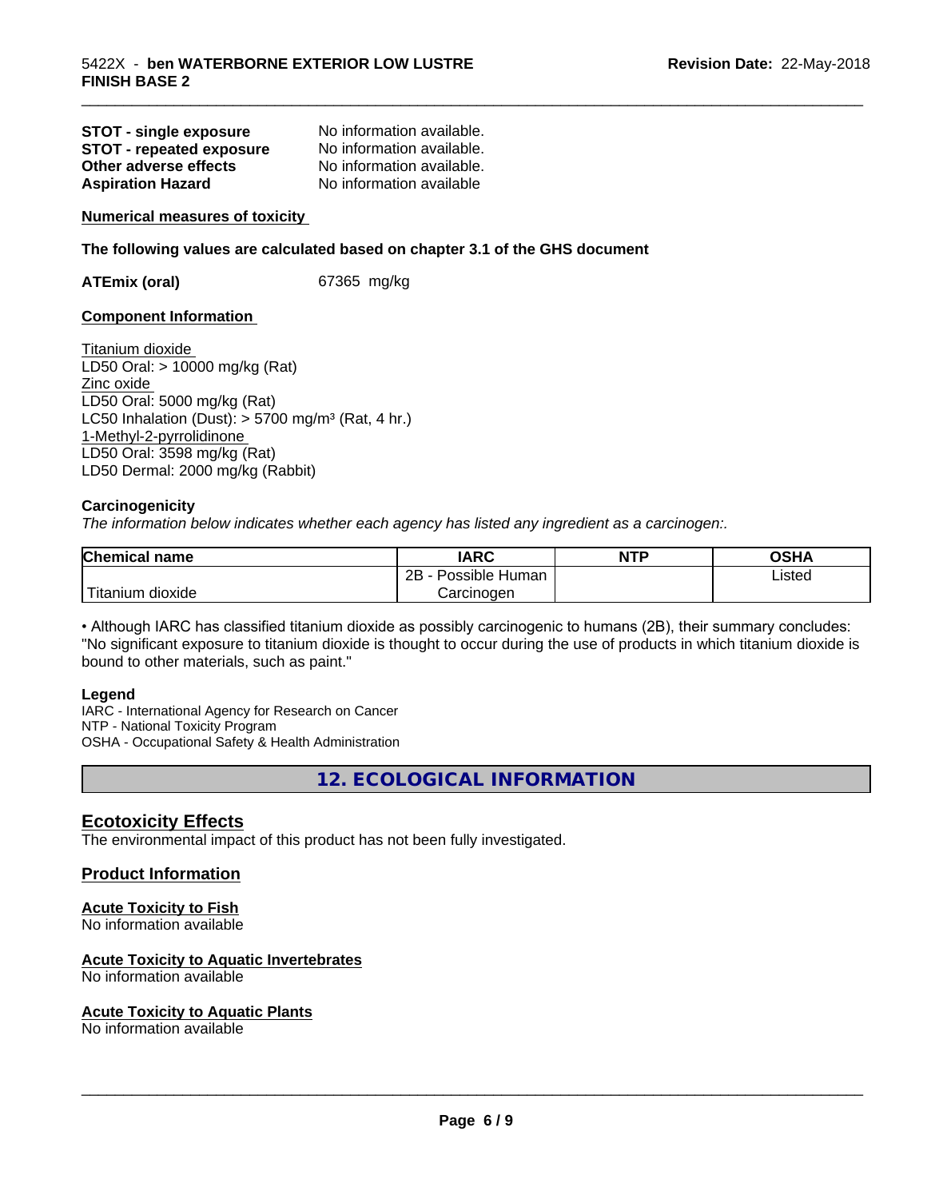**STOT - single exposure** No information available.
**STOT - repeated exposure** No information available.
**Other adverse effects** No information available.
**Aspiration Hazard** No information available

**Numerical measures of toxicity**

**The following values are calculated based on chapter 3.1 of the GHS document**

**ATEmix (oral)** 67365 mg/kg

**Component Information**

Titanium dioxide
LD50 Oral: > 10000 mg/kg (Rat)
Zinc oxide
LD50 Oral: 5000 mg/kg (Rat)
LC50 Inhalation (Dust): > 5700 mg/m³ (Rat, 4 hr.)
1-Methyl-2-pyrrolidinone
LD50 Oral: 3598 mg/kg (Rat)
LD50 Dermal: 2000 mg/kg (Rabbit)

**Carcinogenicity**

*The information below indicates whether each agency has listed any ingredient as a carcinogen:.*

| Chemical name | IARC | NTP | OSHA |
|---|---|---|---|
| Titanium dioxide | 2B - Possible Human Carcinogen | | Listed |

• Although IARC has classified titanium dioxide as possibly carcinogenic to humans (2B), their summary concludes: "No significant exposure to titanium dioxide is thought to occur during the use of products in which titanium dioxide is bound to other materials, such as paint."

**Legend**

IARC - International Agency for Research on Cancer
NTP - National Toxicity Program
OSHA - Occupational Safety & Health Administration

## 12. ECOLOGICAL INFORMATION

### Ecotoxicity Effects

The environmental impact of this product has not been fully investigated.

### Product Information

**Acute Toxicity to Fish**
No information available

**Acute Toxicity to Aquatic Invertebrates**
No information available

**Acute Toxicity to Aquatic Plants**
No information available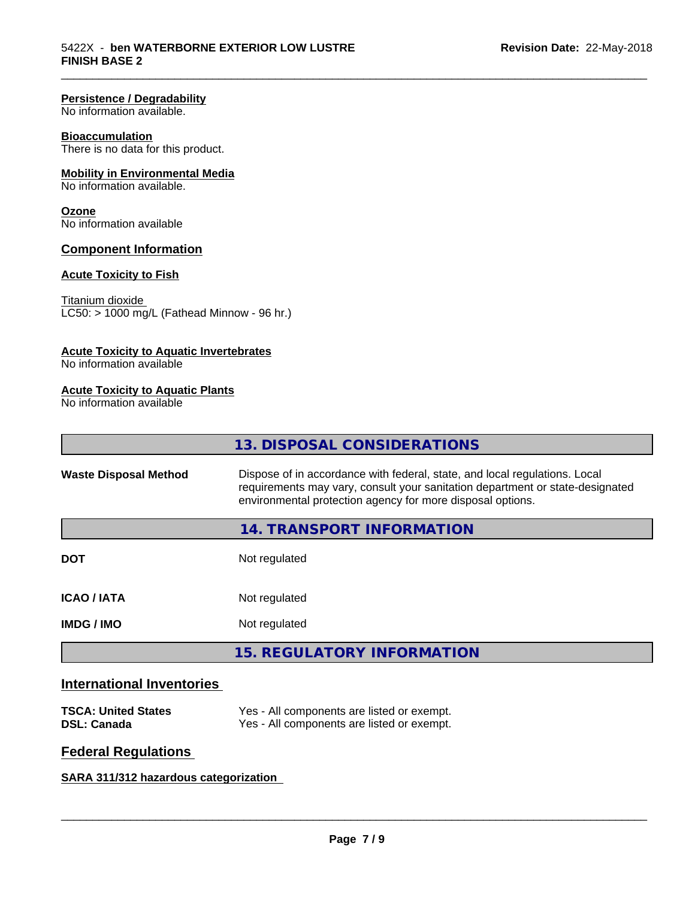#### Persistence / Degradability
No information available.

#### Bioaccumulation
There is no data for this product.

#### Mobility in Environmental Media
No information available.

#### Ozone
No information available

### Component Information

#### Acute Toxicity to Fish

Titanium dioxide
LC50: > 1000 mg/L (Fathead Minnow - 96 hr.)

#### Acute Toxicity to Aquatic Invertebrates
No information available

#### Acute Toxicity to Aquatic Plants
No information available

## 13. DISPOSAL CONSIDERATIONS

| | |
|---|---|
| **Waste Disposal Method** | Dispose of in accordance with federal, state, and local regulations. Local requirements may vary, consult your sanitation department or state-designated environmental protection agency for more disposal options. |

## 14. TRANSPORT INFORMATION

| | |
|---|---|
| **DOT** | Not regulated |
| **ICAO / IATA** | Not regulated |
| **IMDG / IMO** | Not regulated |

## 15. REGULATORY INFORMATION

### International Inventories

| | |
|---|---|
| **TSCA: United States** | Yes - All components are listed or exempt. |
| **DSL: Canada** | Yes - All components are listed or exempt. |

### Federal Regulations

#### SARA 311/312 hazardous categorization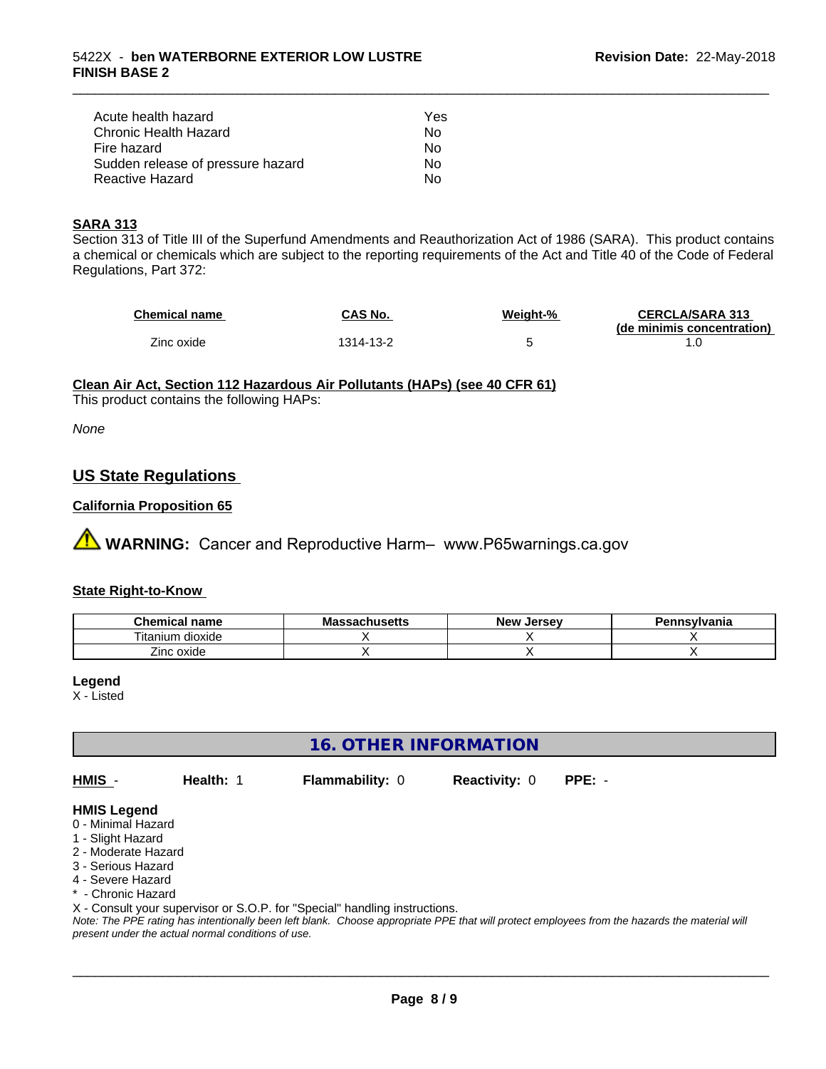| | |
|---|---|
| Acute health hazard | Yes |
| Chronic Health Hazard | No |
| Fire hazard | No |
| Sudden release of pressure hazard | No |
| Reactive Hazard | No |

**SARA 313**

Section 313 of Title III of the Superfund Amendments and Reauthorization Act of 1986 (SARA). This product contains a chemical or chemicals which are subject to the reporting requirements of the Act and Title 40 of the Code of Federal Regulations, Part 372:

| Chemical name | CAS No. | Weight-% | CERCLA/SARA 313 (de minimis concentration) |
|---|---|---|---|
| Zinc oxide | 1314-13-2 | 5 | 1.0 |

**Clean Air Act, Section 112 Hazardous Air Pollutants (HAPs) (see 40 CFR 61)**

This product contains the following HAPs:

*None*

## US State Regulations

**California Proposition 65**

⚠ **WARNING:** Cancer and Reproductive Harm– www.P65warnings.ca.gov

**State Right-to-Know**

| Chemical name | Massachusetts | New Jersey | Pennsylvania |
|---|---|---|---|
| Titanium dioxide | X | X | X |
| Zinc oxide | X | X | X |

**Legend**

X - Listed

## 16. OTHER INFORMATION

**HMIS** - **Health:** 1 **Flammability:** 0 **Reactivity:** 0 **PPE:** -

**HMIS Legend**

0 - Minimal Hazard
1 - Slight Hazard
2 - Moderate Hazard
3 - Serious Hazard
4 - Severe Hazard
* - Chronic Hazard
X - Consult your supervisor or S.O.P. for "Special" handling instructions.

*Note: The PPE rating has intentionally been left blank. Choose appropriate PPE that will protect employees from the hazards the material will present under the actual normal conditions of use.*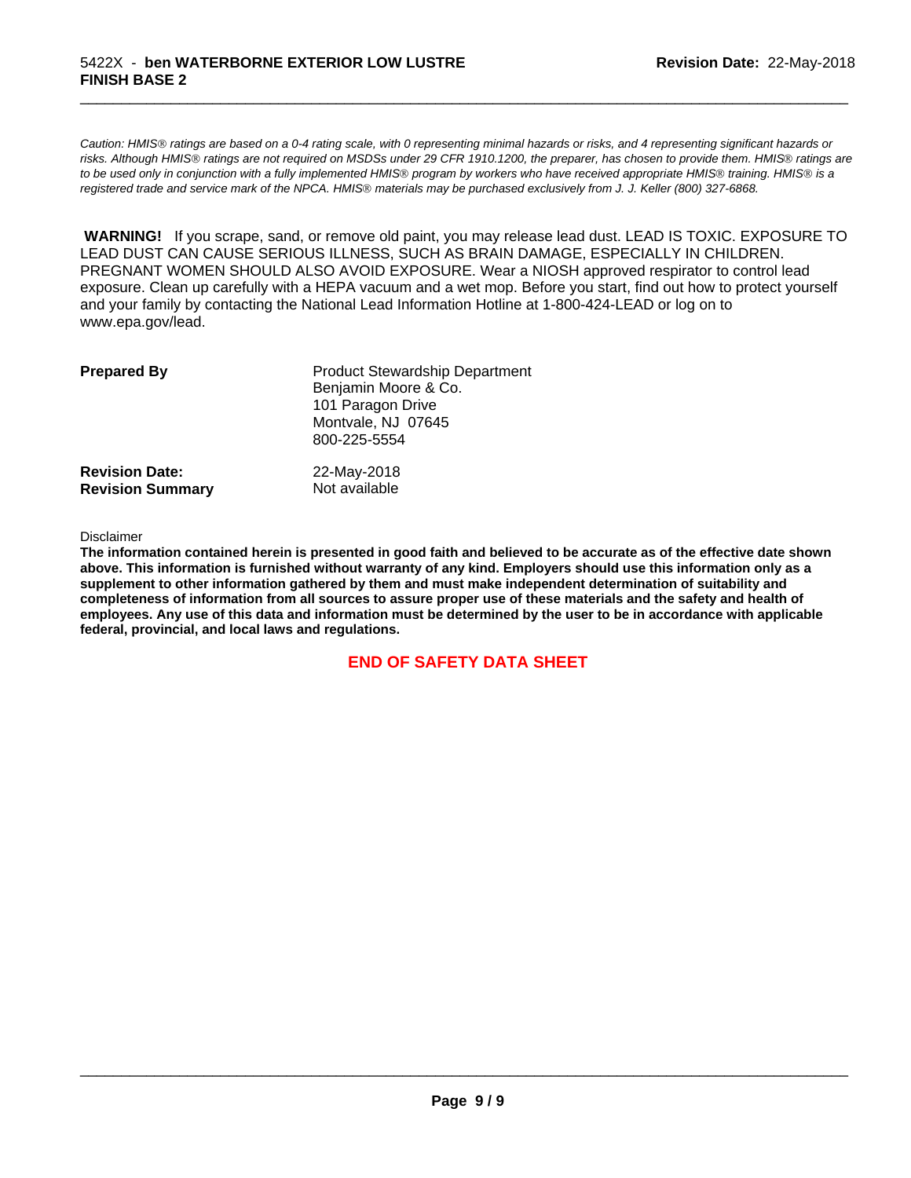*Caution: HMIS® ratings are based on a 0-4 rating scale, with 0 representing minimal hazards or risks, and 4 representing significant hazards or risks. Although HMIS® ratings are not required on MSDSs under 29 CFR 1910.1200, the preparer, has chosen to provide them. HMIS® ratings are to be used only in conjunction with a fully implemented HMIS® program by workers who have received appropriate HMIS® training. HMIS® is a registered trade and service mark of the NPCA. HMIS® materials may be purchased exclusively from J. J. Keller (800) 327-6868.*

**WARNING!** If you scrape, sand, or remove old paint, you may release lead dust. LEAD IS TOXIC. EXPOSURE TO LEAD DUST CAN CAUSE SERIOUS ILLNESS, SUCH AS BRAIN DAMAGE, ESPECIALLY IN CHILDREN. PREGNANT WOMEN SHOULD ALSO AVOID EXPOSURE. Wear a NIOSH approved respirator to control lead exposure. Clean up carefully with a HEPA vacuum and a wet mop. Before you start, find out how to protect yourself and your family by contacting the National Lead Information Hotline at 1-800-424-LEAD or log on to www.epa.gov/lead.

| | |
|---|---|
| **Prepared By** | Product Stewardship Department<br>Benjamin Moore & Co.<br>101 Paragon Drive<br>Montvale, NJ 07645<br>800-225-5554 |
| **Revision Date:** | 22-May-2018 |
| **Revision Summary** | Not available |

Disclaimer

**The information contained herein is presented in good faith and believed to be accurate as of the effective date shown above. This information is furnished without warranty of any kind. Employers should use this information only as a supplement to other information gathered by them and must make independent determination of suitability and completeness of information from all sources to assure proper use of these materials and the safety and health of employees. Any use of this data and information must be determined by the user to be in accordance with applicable federal, provincial, and local laws and regulations.**

**END OF SAFETY DATA SHEET**